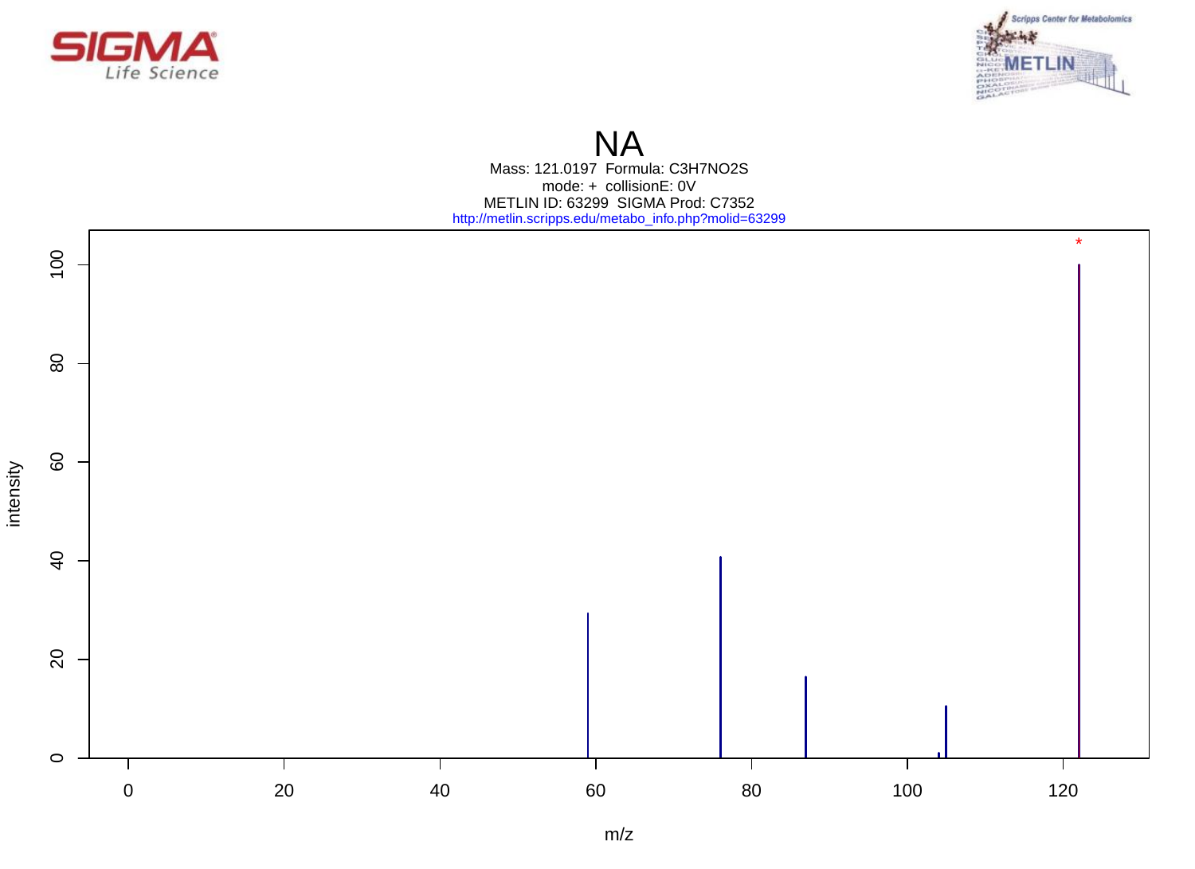SIGMA Life Science

Scripps Center for Metabolomics METLIN

# NA

Mass: 121.0197 Formula: C3H7NO2S
mode: + collisionE: 0V
METLIN ID: 63299 SIGMA Prod: C7352
http://metlin.scripps.edu/metabo_info.php?molid=63299

intensity

m/z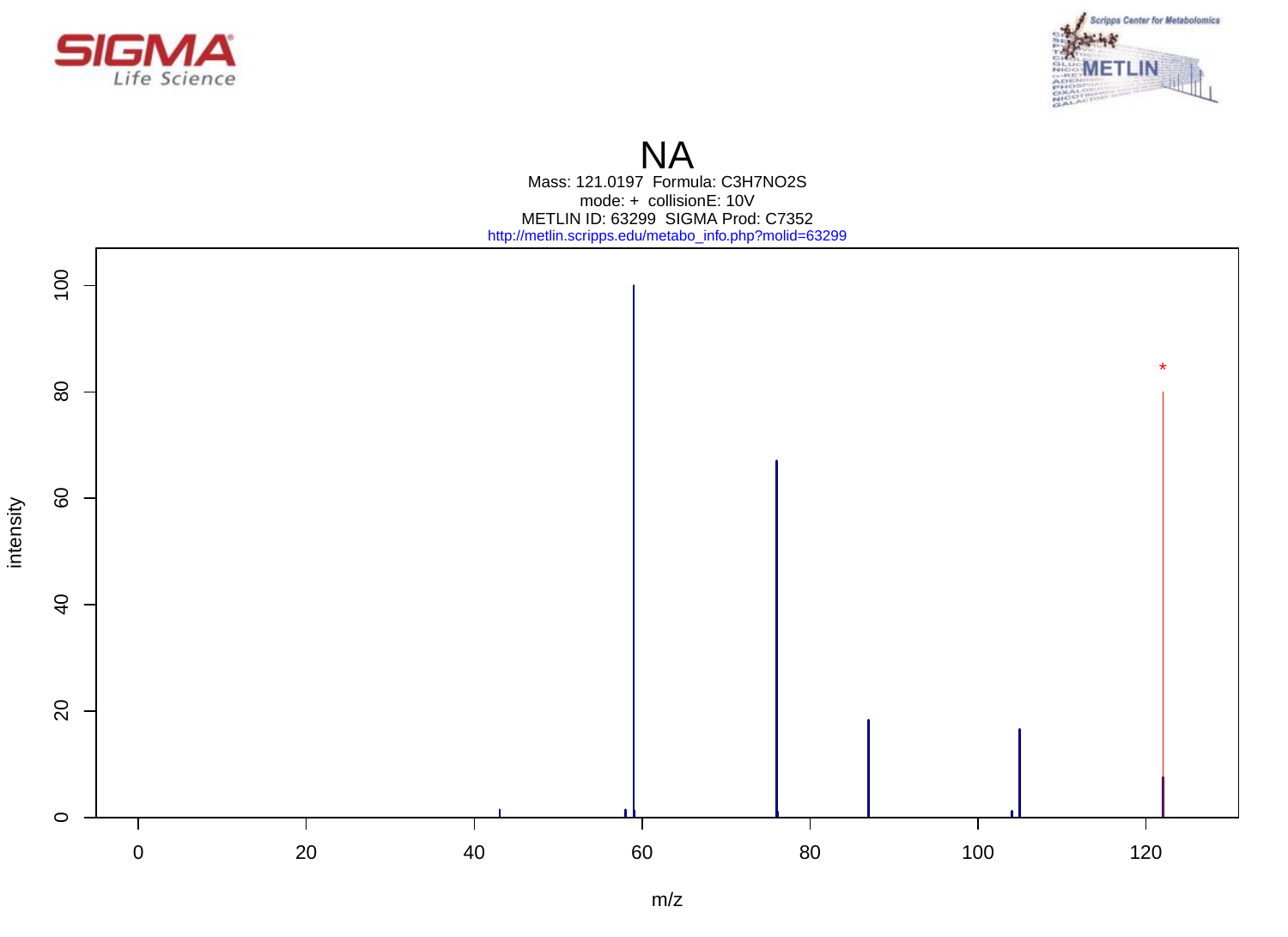# NA

Mass: 121.0197 Formula: $C_3H_7NO_2S$

mode: + collisionE: 10V

METLIN ID: 63299 SIGMA Prod: C7352

http://metlin.scripps.edu/metabo_info.php?molid=63299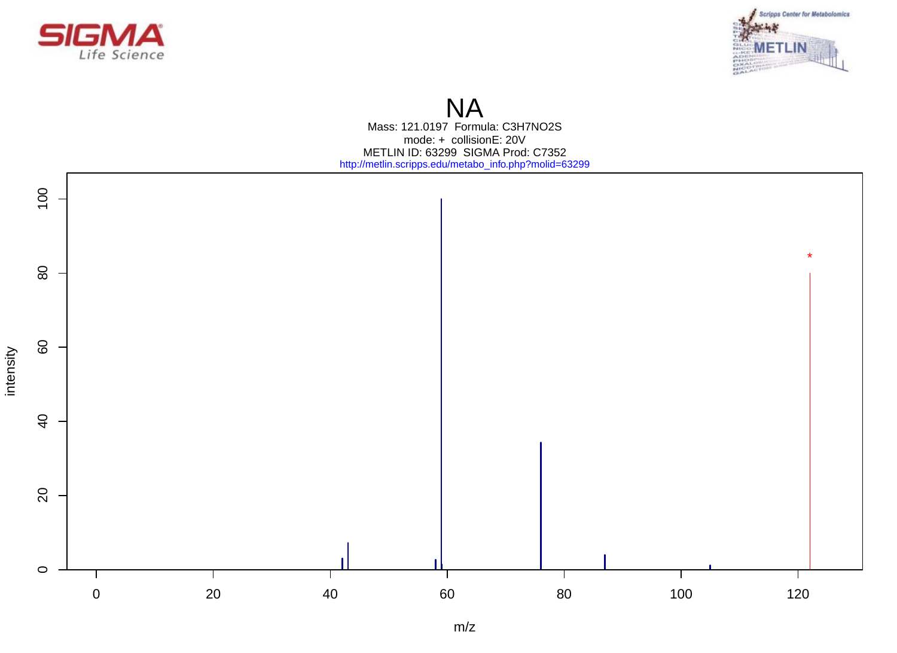# NA

Mass: 121.0197 Formula: C3H7NO2S
mode: + collisionE: 20V
METLIN ID: 63299 SIGMA Prod: C7352
http://metlin.scripps.edu/metabo_info.php?molid=63299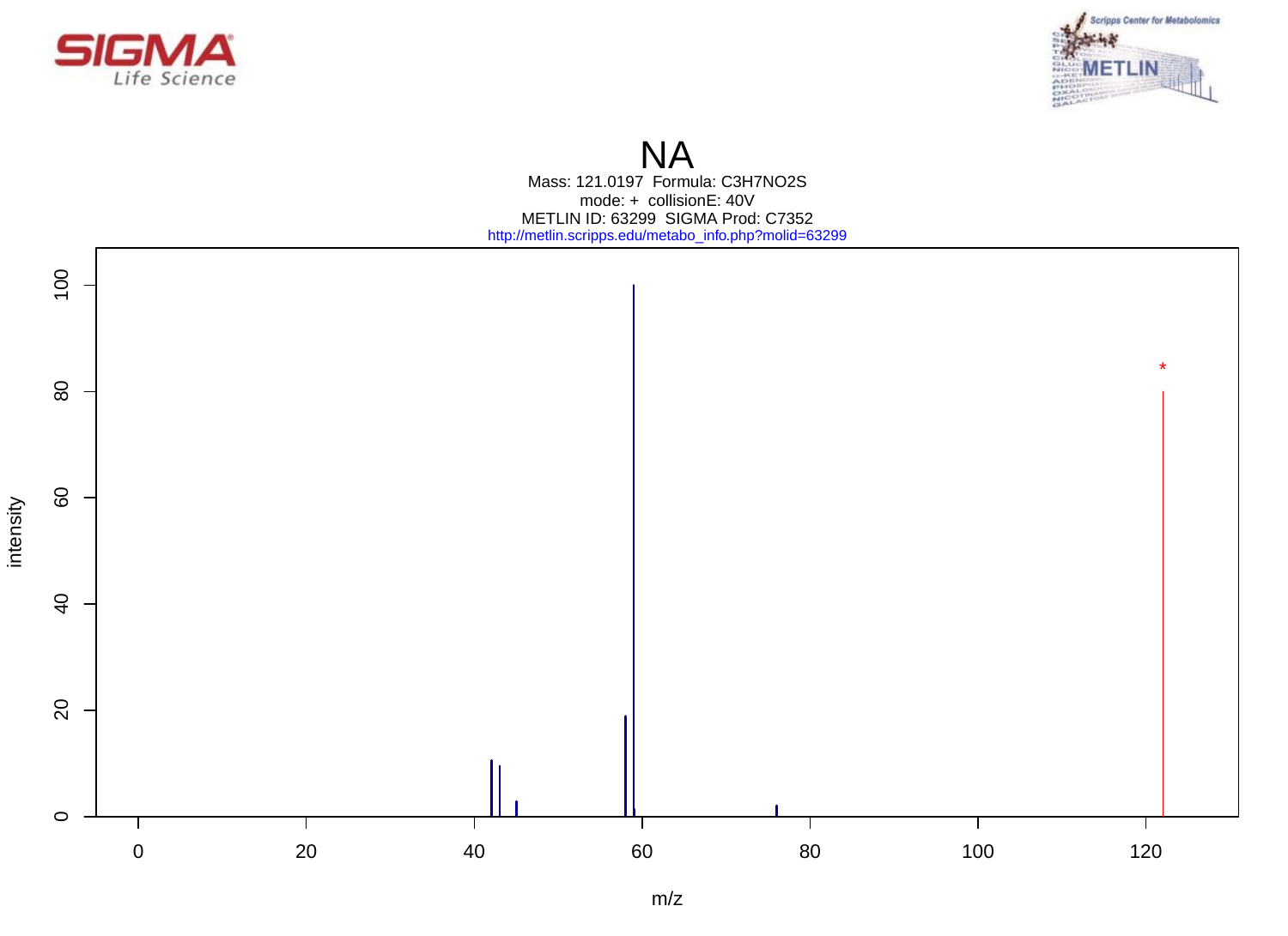# NA

Mass: 121.0197 Formula: $C_3H_7NO_2S$

mode: + collisionE: 40V

METLIN ID: 63299 SIGMA Prod: C7352

http://metlin.scripps.edu/metabo_info.php?molid=63299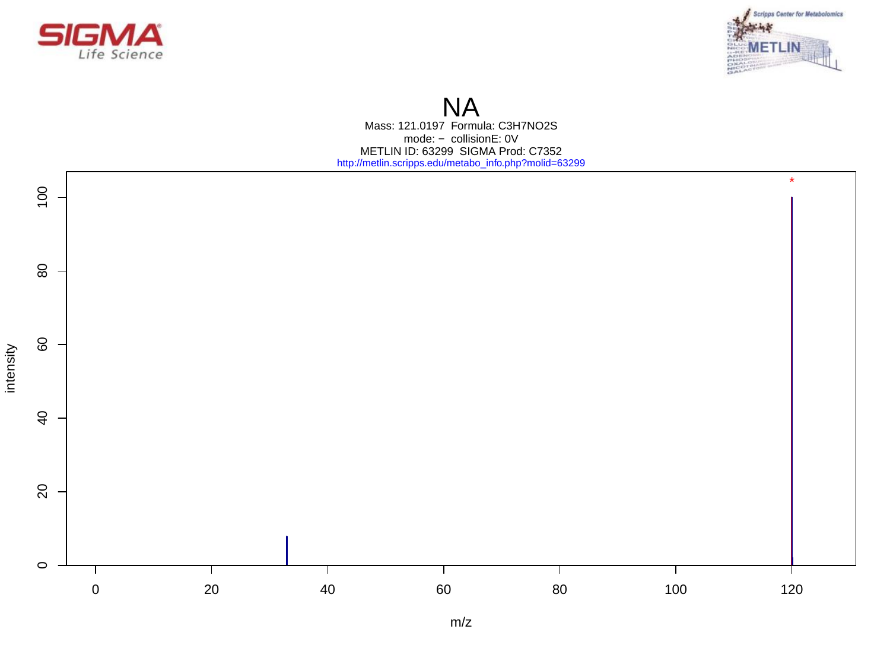# NA

Mass: 121.0197 Formula: $C_3H_7NO_2S$

mode: − collisionE: 0V

METLIN ID: 63299 SIGMA Prod: C7352

http://metlin.scripps.edu/metabo_info.php?molid=63299

intensity

m/z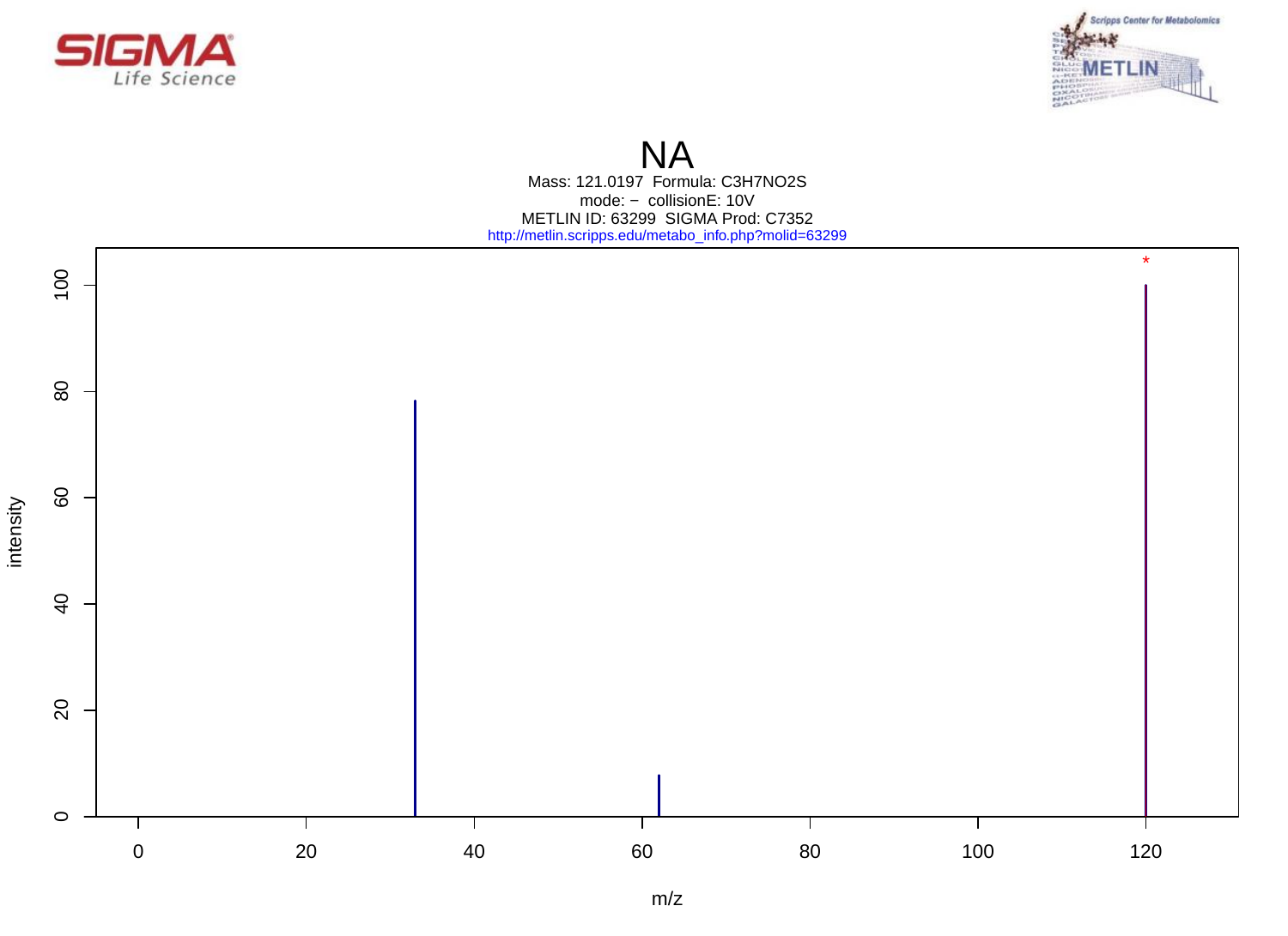# NA

Mass: 121.0197 Formula: C3H7NO2S

mode: − collisionE: 10V

METLIN ID: 63299 SIGMA Prod: C7352

http://metlin.scripps.edu/metabo_info.php?molid=63299

intensity

m/z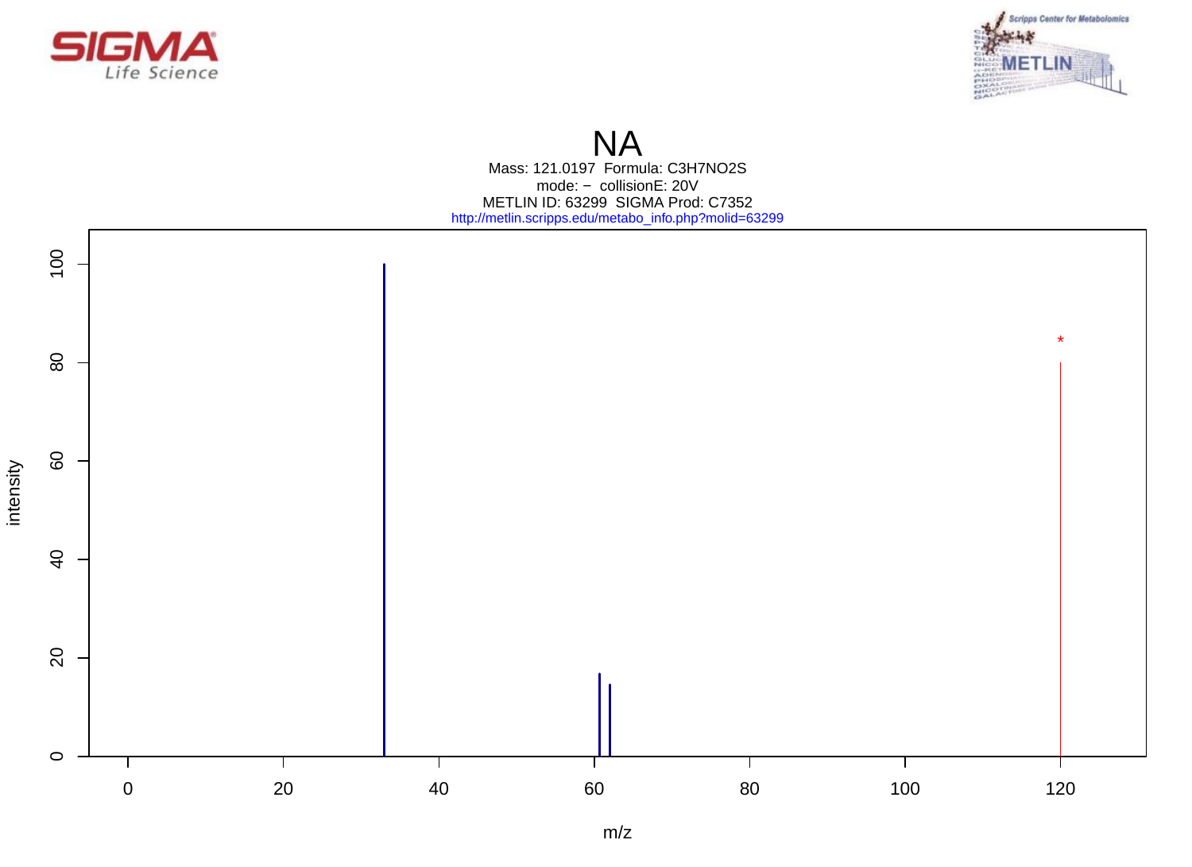# NA

Mass: 121.0197 Formula: C3H7NO2S

mode: − collisionE: 20V

METLIN ID: 63299 SIGMA Prod: C7352

http://metlin.scripps.edu/metabo_info.php?molid=63299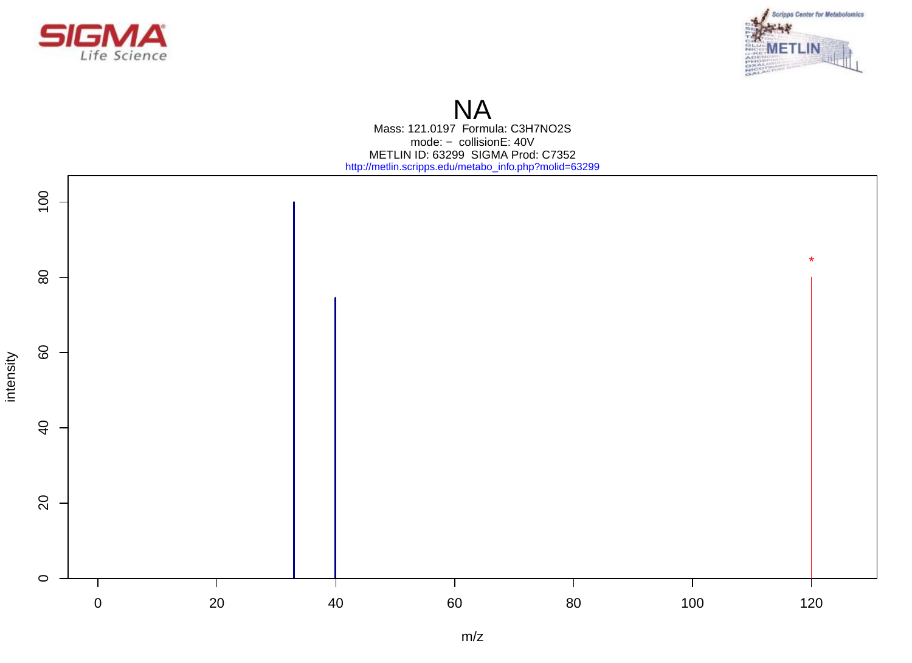SIGMA Life Science

Scripps Center for Metabolomics METLIN

# NA

Mass: 121.0197 Formula: C3H7NO2S

mode: − collisionE: 40V

METLIN ID: 63299 SIGMA Prod: C7352

http://metlin.scripps.edu/metabo_info.php?molid=63299

intensity

0
20
40
60
80
100

m/z

0
20
40
60
80
100
120

*